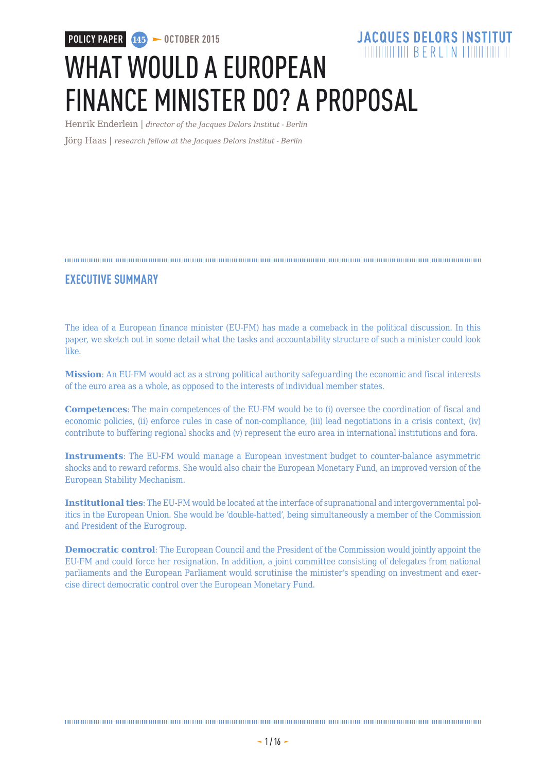POLICY PAPER 145 OCTOBER 2015

JACQUES DELORS INSTITUT BERLIN

# WHAT WOULD A EUROPEAN FINANCE MINISTER DO? A PROPOSAL

Henrik Enderlein | *director of the Jacques Delors Institut - Berlin*

Jörg Haas | *research fellow at the Jacques Delors Institut - Berlin*

## EXECUTIVE SUMMARY

The idea of a European finance minister (EU-FM) has made a comeback in the political discussion. In this paper, we sketch out in some detail what the tasks and accountability structure of such a minister could look like.

**Mission**: An EU-FM would act as a strong political authority safeguarding the economic and fiscal interests of the euro area as a whole, as opposed to the interests of individual member states.

**Competences**: The main competences of the EU-FM would be to (i) oversee the coordination of fiscal and economic policies, (ii) enforce rules in case of non-compliance, (iii) lead negotiations in a crisis context, (iv) contribute to buffering regional shocks and (v) represent the euro area in international institutions and fora.

**Instruments**: The EU-FM would manage a European investment budget to counter-balance asymmetric shocks and to reward reforms. She would also chair the European Monetary Fund, an improved version of the European Stability Mechanism.

**Institutional ties**: The EU-FM would be located at the interface of supranational and intergovernmental politics in the European Union. She would be 'double-hatted', being simultaneously a member of the Commission and President of the Eurogroup.

**Democratic control**: The European Council and the President of the Commission would jointly appoint the EU-FM and could force her resignation. In addition, a joint committee consisting of delegates from national parliaments and the European Parliament would scrutinise the minister's spending on investment and exercise direct democratic control over the European Monetary Fund.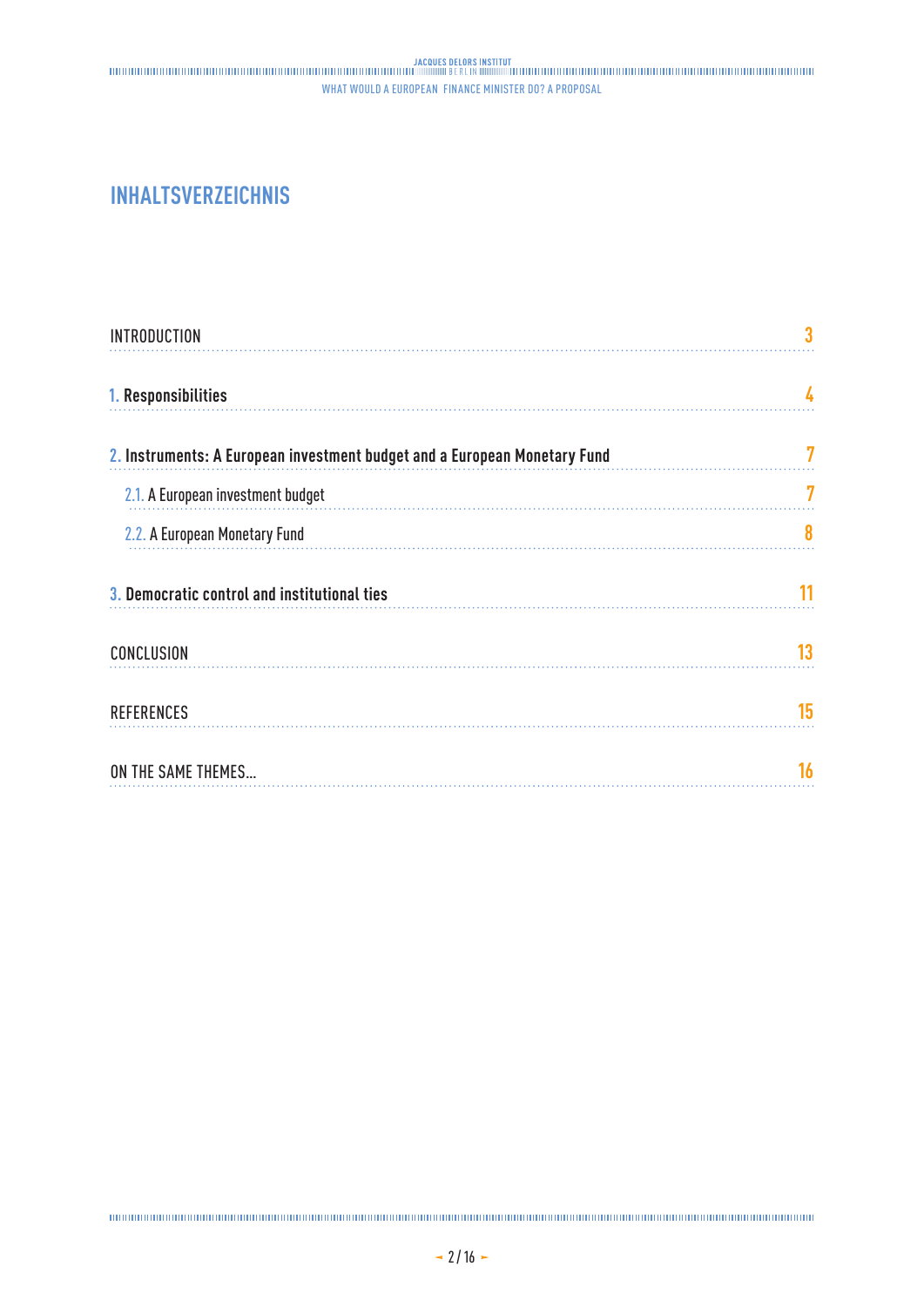# INHALTSVERZEICHNIS

| | |
|---|---|
| INTRODUCTION | 3 |
| **1. Responsibilities** | 4 |
| **2. Instruments: A European investment budget and a European Monetary Fund** | 7 |
| 2.1. A European investment budget | 7 |
| 2.2. A European Monetary Fund | 8 |
| **3. Democratic control and institutional ties** | 11 |
| CONCLUSION | 13 |
| REFERENCES | 15 |
| ON THE SAME THEMES... | 16 |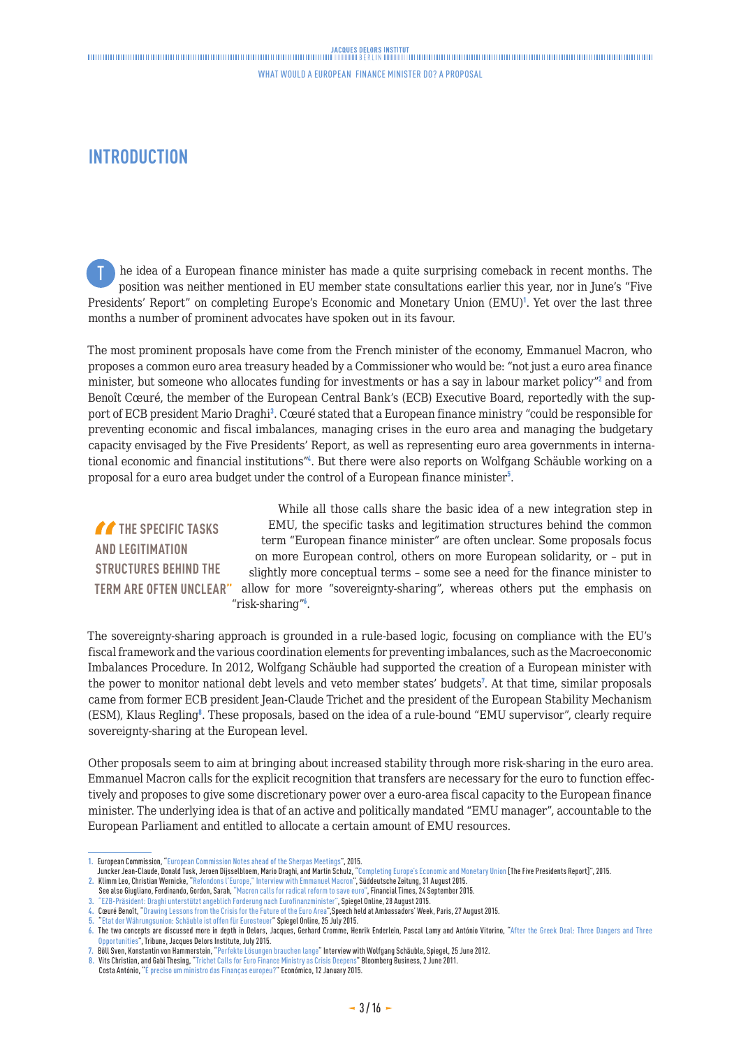# INTRODUCTION

The idea of a European finance minister has made a quite surprising comeback in recent months. The position was neither mentioned in EU member state consultations earlier this year, nor in June's "Five Presidents' Report" on completing Europe's Economic and Monetary Union (EMU)[1]. Yet over the last three months a number of prominent advocates have spoken out in its favour.

The most prominent proposals have come from the French minister of the economy, Emmanuel Macron, who proposes a common euro area treasury headed by a Commissioner who would be: "not just a euro area finance minister, but someone who allocates funding for investments or has a say in labour market policy"[2] and from Benoît Cœuré, the member of the European Central Bank's (ECB) Executive Board, reportedly with the support of ECB president Mario Draghi[3]. Cœuré stated that a European finance ministry "could be responsible for preventing economic and fiscal imbalances, managing crises in the euro area and managing the budgetary capacity envisaged by the Five Presidents' Report, as well as representing euro area governments in international economic and financial institutions"[4]. But there were also reports on Wolfgang Schäuble working on a proposal for a euro area budget under the control of a European finance minister[5].

> **"THE SPECIFIC TASKS AND LEGITIMATION STRUCTURES BEHIND THE TERM ARE OFTEN UNCLEAR"**

While all those calls share the basic idea of a new integration step in EMU, the specific tasks and legitimation structures behind the common term "European finance minister" are often unclear. Some proposals focus on more European control, others on more European solidarity, or – put in slightly more conceptual terms – some see a need for the finance minister to allow for more "sovereignty-sharing", whereas others put the emphasis on "risk-sharing"[6].

The sovereignty-sharing approach is grounded in a rule-based logic, focusing on compliance with the EU's fiscal framework and the various coordination elements for preventing imbalances, such as the Macroeconomic Imbalances Procedure. In 2012, Wolfgang Schäuble had supported the creation of a European minister with the power to monitor national debt levels and veto member states' budgets[7]. At that time, similar proposals came from former ECB president Jean-Claude Trichet and the president of the European Stability Mechanism (ESM), Klaus Regling[8]. These proposals, based on the idea of a rule-bound "EMU supervisor", clearly require sovereignty-sharing at the European level.

Other proposals seem to aim at bringing about increased stability through more risk-sharing in the euro area. Emmanuel Macron calls for the explicit recognition that transfers are necessary for the euro to function effectively and proposes to give some discretionary power over a euro-area fiscal capacity to the European finance minister. The underlying idea is that of an active and politically mandated "EMU manager", accountable to the European Parliament and entitled to allocate a certain amount of EMU resources.

---

1. European Commission, "European Commission Notes ahead of the Sherpas Meetings", 2015.
   Juncker Jean-Claude, Donald Tusk, Jeroen Dijsselbloem, Mario Draghi, and Martin Schulz, "Completing Europe's Economic and Monetary Union [The Five Presidents Report]", 2015.
2. Klimm Leo, Christian Wernicke, "Refondons l'Europe," Interview with Emmanuel Macron", Süddeutsche Zeitung, 31 August 2015.
   See also Giugliano, Ferdinando, Gordon, Sarah, "Macron calls for radical reform to save euro", Financial Times, 24 September 2015.
3. "EZB-Präsident: Draghi unterstützt angeblich Forderung nach Eurofinanzminister", Spiegel Online, 28 August 2015.
4. Cœuré Benoît, "Drawing Lessons from the Crisis for the Future of the Euro Area", Speech held at Ambassadors' Week, Paris, 27 August 2015.
5. "Etat der Währungsunion: Schäuble ist offen für Eurosteuer" Spiegel Online, 25 July 2015.
6. The two concepts are discussed more in depth in Delors, Jacques, Gerhard Cromme, Henrik Enderlein, Pascal Lamy and António Vitorino, "After the Greek Deal: Three Dangers and Three Opportunities", Tribune, Jacques Delors Institute, July 2015.
7. Böll Sven, Konstantin von Hammerstein, "Perfekte Lösungen brauchen lange" Interview with Wolfgang Schäuble, Spiegel, 25 June 2012.
8. Vits Christian, and Gabi Thesing, "Trichet Calls for Euro Finance Ministry as Crisis Deepens" Bloomberg Business, 2 June 2011.
   Costa António, "É preciso um ministro das Finanças europeu?" Económico, 12 January 2015.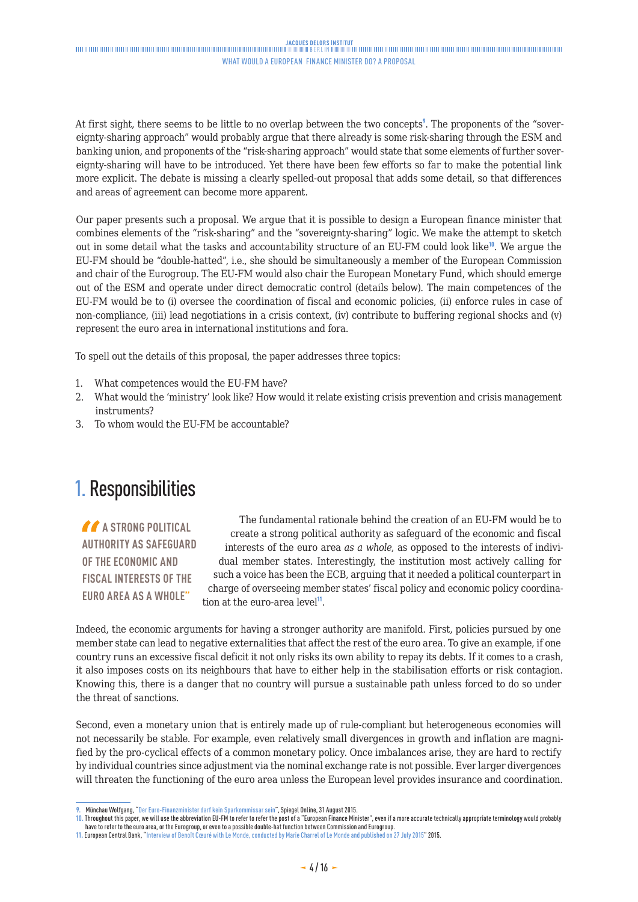At first sight, there seems to be little to no overlap between the two concepts[9]. The proponents of the "sovereignty-sharing approach" would probably argue that there already is some risk-sharing through the ESM and banking union, and proponents of the "risk-sharing approach" would state that some elements of further sovereignty-sharing will have to be introduced. Yet there have been few efforts so far to make the potential link more explicit. The debate is missing a clearly spelled-out proposal that adds some detail, so that differences and areas of agreement can become more apparent.

Our paper presents such a proposal. We argue that it is possible to design a European finance minister that combines elements of the "risk-sharing" and the "sovereignty-sharing" logic. We make the attempt to sketch out in some detail what the tasks and accountability structure of an EU-FM could look like[10]. We argue the EU-FM should be "double-hatted", i.e., she should be simultaneously a member of the European Commission and chair of the Eurogroup. The EU-FM would also chair the European Monetary Fund, which should emerge out of the ESM and operate under direct democratic control (details below). The main competences of the EU-FM would be to (i) oversee the coordination of fiscal and economic policies, (ii) enforce rules in case of non-compliance, (iii) lead negotiations in a crisis context, (iv) contribute to buffering regional shocks and (v) represent the euro area in international institutions and fora.

To spell out the details of this proposal, the paper addresses three topics:

1. What competences would the EU-FM have?
2. What would the 'ministry' look like? How would it relate existing crisis prevention and crisis management instruments?
3. To whom would the EU-FM be accountable?

## 1. Responsibilities

> "A STRONG POLITICAL AUTHORITY AS SAFEGUARD OF THE ECONOMIC AND FISCAL INTERESTS OF THE EURO AREA AS A WHOLE"

The fundamental rationale behind the creation of an EU-FM would be to create a strong political authority as safeguard of the economic and fiscal interests of the euro area *as a whole*, as opposed to the interests of individual member states. Interestingly, the institution most actively calling for such a voice has been the ECB, arguing that it needed a political counterpart in charge of overseeing member states' fiscal policy and economic policy coordination at the euro-area level[11].

Indeed, the economic arguments for having a stronger authority are manifold. First, policies pursued by one member state can lead to negative externalities that affect the rest of the euro area. To give an example, if one country runs an excessive fiscal deficit it not only risks its own ability to repay its debts. If it comes to a crash, it also imposes costs on its neighbours that have to either help in the stabilisation efforts or risk contagion. Knowing this, there is a danger that no country will pursue a sustainable path unless forced to do so under the threat of sanctions.

Second, even a monetary union that is entirely made up of rule-compliant but heterogeneous economies will not necessarily be stable. For example, even relatively small divergences in growth and inflation are magnified by the pro-cyclical effects of a common monetary policy. Once imbalances arise, they are hard to rectify by individual countries since adjustment via the nominal exchange rate is not possible. Ever larger divergences will threaten the functioning of the euro area unless the European level provides insurance and coordination.

---

9. Münchau Wolfgang, "Der Euro-Finanzminister darf kein Sparkommissar sein", Spiegel Online, 31 August 2015.

10. Throughout this paper, we will use the abbreviation EU-FM to refer to refer the post of a "European Finance Minister", even if a more accurate technically appropriate terminology would probably have to refer to the euro area, or the Eurogroup, or even to a possible double-hat function between Commission and Eurogroup.

11. European Central Bank, "Interview of Benoît Cœuré with Le Monde, conducted by Marie Charrel of Le Monde and published on 27 July 2015" 2015.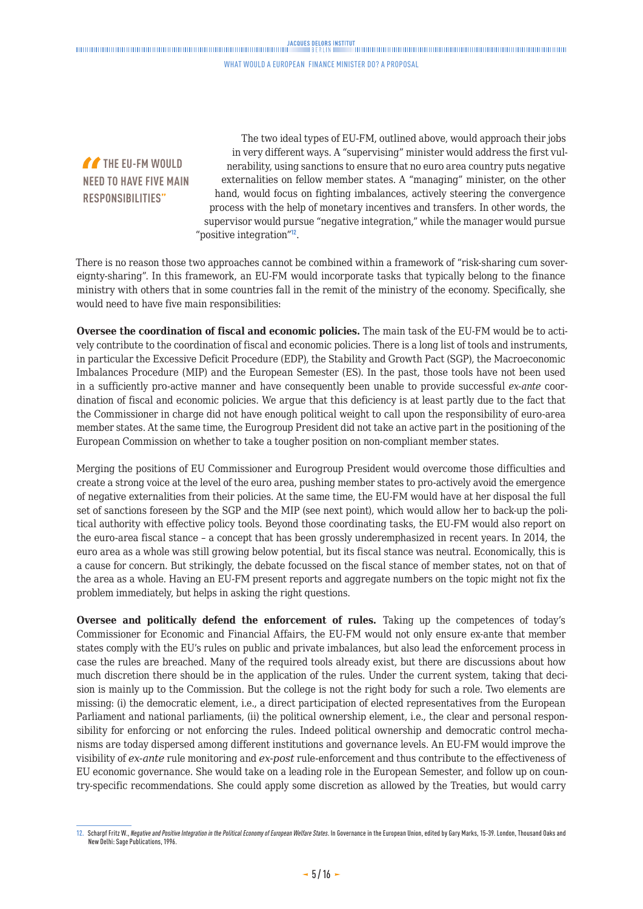> "THE EU-FM WOULD NEED TO HAVE FIVE MAIN RESPONSIBILITIES"

The two ideal types of EU-FM, outlined above, would approach their jobs in very different ways. A "supervising" minister would address the first vulnerability, using sanctions to ensure that no euro area country puts negative externalities on fellow member states. A "managing" minister, on the other hand, would focus on fighting imbalances, actively steering the convergence process with the help of monetary incentives and transfers. In other words, the supervisor would pursue "negative integration," while the manager would pursue "positive integration"[12].

There is no reason those two approaches cannot be combined within a framework of "risk-sharing cum sovereignty-sharing". In this framework, an EU-FM would incorporate tasks that typically belong to the finance ministry with others that in some countries fall in the remit of the ministry of the economy. Specifically, she would need to have five main responsibilities:

**Oversee the coordination of fiscal and economic policies.** The main task of the EU-FM would be to actively contribute to the coordination of fiscal and economic policies. There is a long list of tools and instruments, in particular the Excessive Deficit Procedure (EDP), the Stability and Growth Pact (SGP), the Macroeconomic Imbalances Procedure (MIP) and the European Semester (ES). In the past, those tools have not been used in a sufficiently pro-active manner and have consequently been unable to provide successful *ex-ante* coordination of fiscal and economic policies. We argue that this deficiency is at least partly due to the fact that the Commissioner in charge did not have enough political weight to call upon the responsibility of euro-area member states. At the same time, the Eurogroup President did not take an active part in the positioning of the European Commission on whether to take a tougher position on non-compliant member states.

Merging the positions of EU Commissioner and Eurogroup President would overcome those difficulties and create a strong voice at the level of the euro area, pushing member states to pro-actively avoid the emergence of negative externalities from their policies. At the same time, the EU-FM would have at her disposal the full set of sanctions foreseen by the SGP and the MIP (see next point), which would allow her to back-up the political authority with effective policy tools. Beyond those coordinating tasks, the EU-FM would also report on the euro-area fiscal stance – a concept that has been grossly underemphasized in recent years. In 2014, the euro area as a whole was still growing below potential, but its fiscal stance was neutral. Economically, this is a cause for concern. But strikingly, the debate focussed on the fiscal stance of member states, not on that of the area as a whole. Having an EU-FM present reports and aggregate numbers on the topic might not fix the problem immediately, but helps in asking the right questions.

**Oversee and politically defend the enforcement of rules.** Taking up the competences of today's Commissioner for Economic and Financial Affairs, the EU-FM would not only ensure ex-ante that member states comply with the EU's rules on public and private imbalances, but also lead the enforcement process in case the rules are breached. Many of the required tools already exist, but there are discussions about how much discretion there should be in the application of the rules. Under the current system, taking that decision is mainly up to the Commission. But the college is not the right body for such a role. Two elements are missing: (i) the democratic element, i.e., a direct participation of elected representatives from the European Parliament and national parliaments, (ii) the political ownership element, i.e., the clear and personal responsibility for enforcing or not enforcing the rules. Indeed political ownership and democratic control mechanisms are today dispersed among different institutions and governance levels. An EU-FM would improve the visibility of *ex-ante* rule monitoring and *ex-post* rule-enforcement and thus contribute to the effectiveness of EU economic governance. She would take on a leading role in the European Semester, and follow up on country-specific recommendations. She could apply some discretion as allowed by the Treaties, but would carry

12. Scharpf Fritz W., *Negative and Positive Integration in the Political Economy of European Welfare States*. In Governance in the European Union, edited by Gary Marks, 15-39. London, Thousand Oaks and New Delhi: Sage Publications, 1996.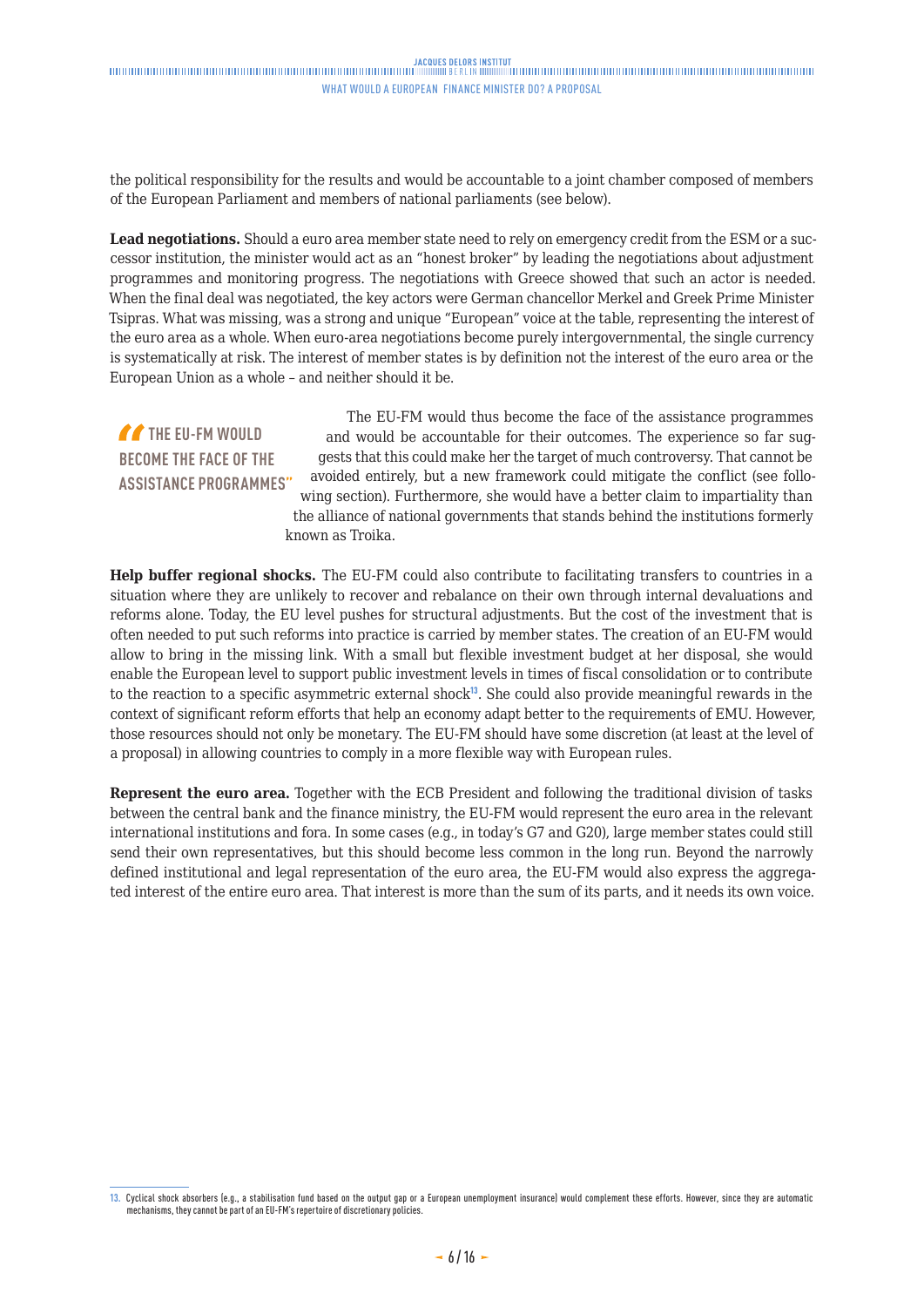the political responsibility for the results and would be accountable to a joint chamber composed of members of the European Parliament and members of national parliaments (see below).

**Lead negotiations.** Should a euro area member state need to rely on emergency credit from the ESM or a successor institution, the minister would act as an "honest broker" by leading the negotiations about adjustment programmes and monitoring progress. The negotiations with Greece showed that such an actor is needed. When the final deal was negotiated, the key actors were German chancellor Merkel and Greek Prime Minister Tsipras. What was missing, was a strong and unique "European" voice at the table, representing the interest of the euro area as a whole. When euro-area negotiations become purely intergovernmental, the single currency is systematically at risk. The interest of member states is by definition not the interest of the euro area or the European Union as a whole – and neither should it be.

> "THE EU-FM WOULD BECOME THE FACE OF THE ASSISTANCE PROGRAMMES"

The EU-FM would thus become the face of the assistance programmes and would be accountable for their outcomes. The experience so far suggests that this could make her the target of much controversy. That cannot be avoided entirely, but a new framework could mitigate the conflict (see following section). Furthermore, she would have a better claim to impartiality than the alliance of national governments that stands behind the institutions formerly known as Troika.

**Help buffer regional shocks.** The EU-FM could also contribute to facilitating transfers to countries in a situation where they are unlikely to recover and rebalance on their own through internal devaluations and reforms alone. Today, the EU level pushes for structural adjustments. But the cost of the investment that is often needed to put such reforms into practice is carried by member states. The creation of an EU-FM would allow to bring in the missing link. With a small but flexible investment budget at her disposal, she would enable the European level to support public investment levels in times of fiscal consolidation or to contribute to the reaction to a specific asymmetric external shock[13]. She could also provide meaningful rewards in the context of significant reform efforts that help an economy adapt better to the requirements of EMU. However, those resources should not only be monetary. The EU-FM should have some discretion (at least at the level of a proposal) in allowing countries to comply in a more flexible way with European rules.

**Represent the euro area.** Together with the ECB President and following the traditional division of tasks between the central bank and the finance ministry, the EU-FM would represent the euro area in the relevant international institutions and fora. In some cases (e.g., in today's G7 and G20), large member states could still send their own representatives, but this should become less common in the long run. Beyond the narrowly defined institutional and legal representation of the euro area, the EU-FM would also express the aggregated interest of the entire euro area. That interest is more than the sum of its parts, and it needs its own voice.

---

13. Cyclical shock absorbers (e.g., a stabilisation fund based on the output gap or a European unemployment insurance) would complement these efforts. However, since they are automatic mechanisms, they cannot be part of an EU-FM's repertoire of discretionary policies.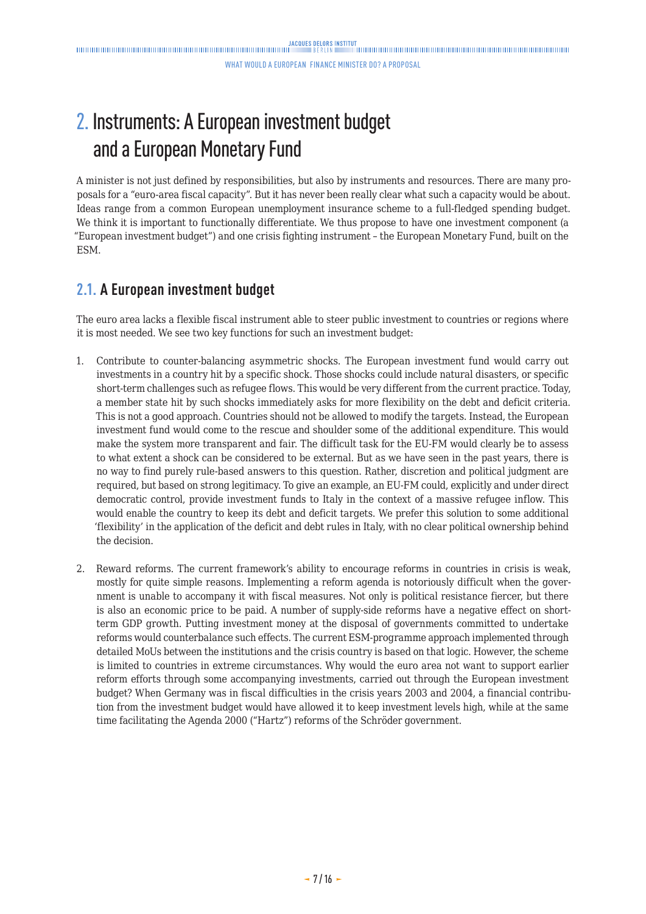# 2. Instruments: A European investment budget and a European Monetary Fund

A minister is not just defined by responsibilities, but also by instruments and resources. There are many proposals for a "euro-area fiscal capacity". But it has never been really clear what such a capacity would be about. Ideas range from a common European unemployment insurance scheme to a full-fledged spending budget. We think it is important to functionally differentiate. We thus propose to have one investment component (a "European investment budget") and one crisis fighting instrument – the European Monetary Fund, built on the ESM.

## 2.1. A European investment budget

The euro area lacks a flexible fiscal instrument able to steer public investment to countries or regions where it is most needed. We see two key functions for such an investment budget:

1. Contribute to counter-balancing asymmetric shocks. The European investment fund would carry out investments in a country hit by a specific shock. Those shocks could include natural disasters, or specific short-term challenges such as refugee flows. This would be very different from the current practice. Today, a member state hit by such shocks immediately asks for more flexibility on the debt and deficit criteria. This is not a good approach. Countries should not be allowed to modify the targets. Instead, the European investment fund would come to the rescue and shoulder some of the additional expenditure. This would make the system more transparent and fair. The difficult task for the EU-FM would clearly be to assess to what extent a shock can be considered to be external. But as we have seen in the past years, there is no way to find purely rule-based answers to this question. Rather, discretion and political judgment are required, but based on strong legitimacy. To give an example, an EU-FM could, explicitly and under direct democratic control, provide investment funds to Italy in the context of a massive refugee inflow. This would enable the country to keep its debt and deficit targets. We prefer this solution to some additional 'flexibility' in the application of the deficit and debt rules in Italy, with no clear political ownership behind the decision.

2. Reward reforms. The current framework's ability to encourage reforms in countries in crisis is weak, mostly for quite simple reasons. Implementing a reform agenda is notoriously difficult when the government is unable to accompany it with fiscal measures. Not only is political resistance fiercer, but there is also an economic price to be paid. A number of supply-side reforms have a negative effect on short-term GDP growth. Putting investment money at the disposal of governments committed to undertake reforms would counterbalance such effects. The current ESM-programme approach implemented through detailed MoUs between the institutions and the crisis country is based on that logic. However, the scheme is limited to countries in extreme circumstances. Why would the euro area not want to support earlier reform efforts through some accompanying investments, carried out through the European investment budget? When Germany was in fiscal difficulties in the crisis years 2003 and 2004, a financial contribution from the investment budget would have allowed it to keep investment levels high, while at the same time facilitating the Agenda 2000 ("Hartz") reforms of the Schröder government.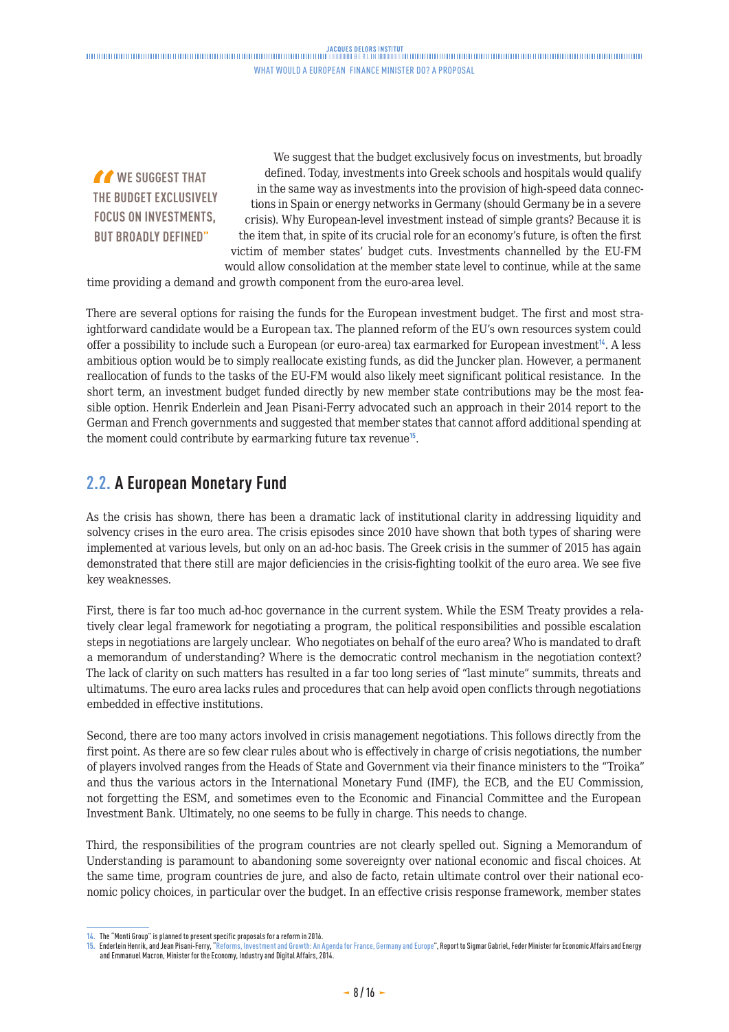> WE SUGGEST THAT THE BUDGET EXCLUSIVELY FOCUS ON INVESTMENTS, BUT BROADLY DEFINED"

We suggest that the budget exclusively focus on investments, but broadly defined. Today, investments into Greek schools and hospitals would qualify in the same way as investments into the provision of high-speed data connections in Spain or energy networks in Germany (should Germany be in a severe crisis). Why European-level investment instead of simple grants? Because it is the item that, in spite of its crucial role for an economy's future, is often the first victim of member states' budget cuts. Investments channelled by the EU-FM would allow consolidation at the member state level to continue, while at the same time providing a demand and growth component from the euro-area level.

There are several options for raising the funds for the European investment budget. The first and most straightforward candidate would be a European tax. The planned reform of the EU's own resources system could offer a possibility to include such a European (or euro-area) tax earmarked for European investment[14]. A less ambitious option would be to simply reallocate existing funds, as did the Juncker plan. However, a permanent reallocation of funds to the tasks of the EU-FM would also likely meet significant political resistance. In the short term, an investment budget funded directly by new member state contributions may be the most feasible option. Henrik Enderlein and Jean Pisani-Ferry advocated such an approach in their 2014 report to the German and French governments and suggested that member states that cannot afford additional spending at the moment could contribute by earmarking future tax revenue[15].

## 2.2. A European Monetary Fund

As the crisis has shown, there has been a dramatic lack of institutional clarity in addressing liquidity and solvency crises in the euro area. The crisis episodes since 2010 have shown that both types of sharing were implemented at various levels, but only on an ad-hoc basis. The Greek crisis in the summer of 2015 has again demonstrated that there still are major deficiencies in the crisis-fighting toolkit of the euro area. We see five key weaknesses.

First, there is far too much ad-hoc governance in the current system. While the ESM Treaty provides a relatively clear legal framework for negotiating a program, the political responsibilities and possible escalation steps in negotiations are largely unclear. Who negotiates on behalf of the euro area? Who is mandated to draft a memorandum of understanding? Where is the democratic control mechanism in the negotiation context? The lack of clarity on such matters has resulted in a far too long series of "last minute" summits, threats and ultimatums. The euro area lacks rules and procedures that can help avoid open conflicts through negotiations embedded in effective institutions.

Second, there are too many actors involved in crisis management negotiations. This follows directly from the first point. As there are so few clear rules about who is effectively in charge of crisis negotiations, the number of players involved ranges from the Heads of State and Government via their finance ministers to the "Troika" and thus the various actors in the International Monetary Fund (IMF), the ECB, and the EU Commission, not forgetting the ESM, and sometimes even to the Economic and Financial Committee and the European Investment Bank. Ultimately, no one seems to be fully in charge. This needs to change.

Third, the responsibilities of the program countries are not clearly spelled out. Signing a Memorandum of Understanding is paramount to abandoning some sovereignty over national economic and fiscal choices. At the same time, program countries de jure, and also de facto, retain ultimate control over their national economic policy choices, in particular over the budget. In an effective crisis response framework, member states

---

14. The "Monti Group" is planned to present specific proposals for a reform in 2016.

15. Enderlein Henrik, and Jean Pisani-Ferry, "Reforms, Investment and Growth: An Agenda for France, Germany and Europe", Report to Sigmar Gabriel, Feder Minister for Economic Affairs and Energy and Emmanuel Macron, Minister for the Economy, Industry and Digital Affairs, 2014.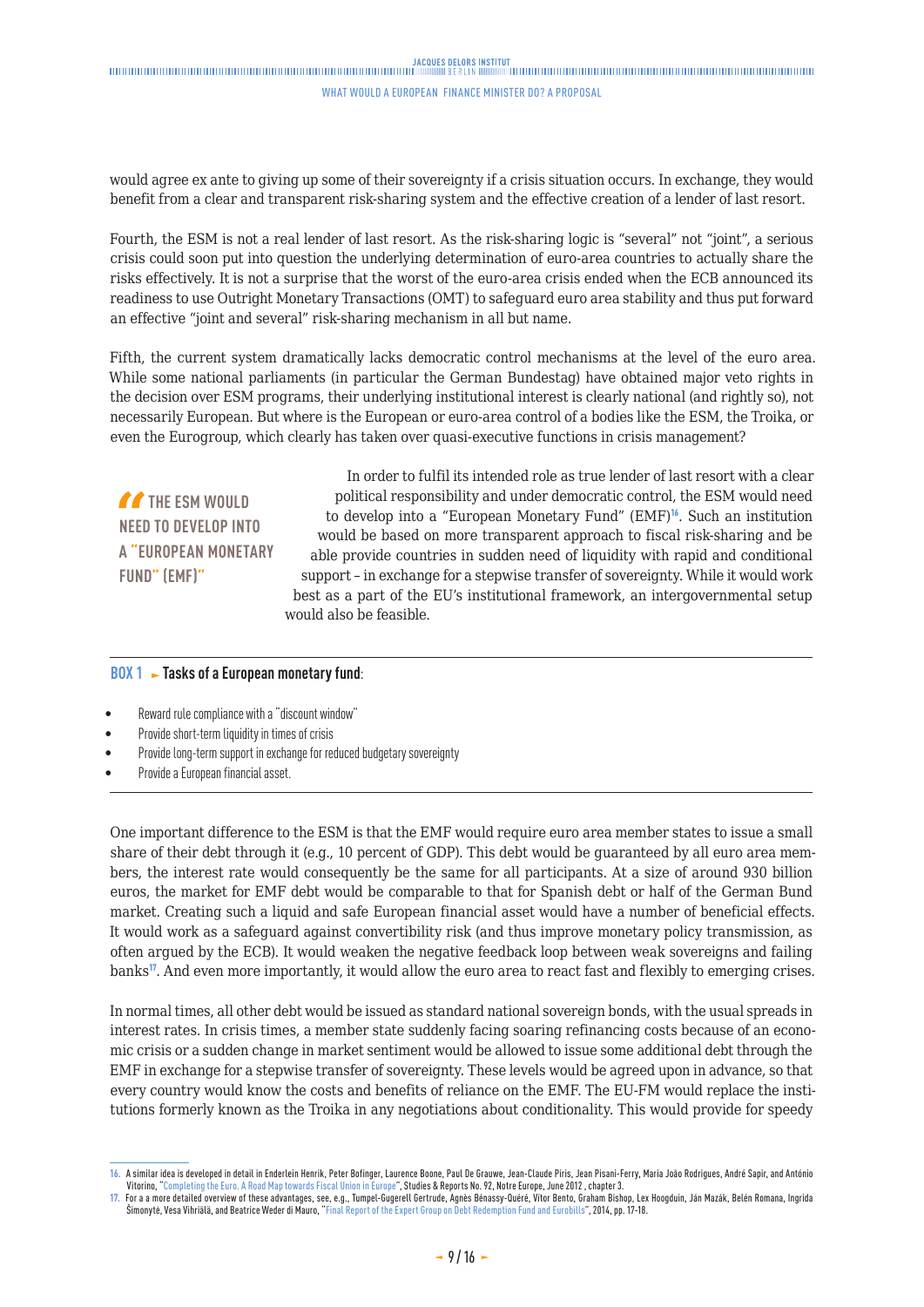would agree ex ante to giving up some of their sovereignty if a crisis situation occurs. In exchange, they would benefit from a clear and transparent risk-sharing system and the effective creation of a lender of last resort.

Fourth, the ESM is not a real lender of last resort. As the risk-sharing logic is "several" not "joint", a serious crisis could soon put into question the underlying determination of euro-area countries to actually share the risks effectively. It is not a surprise that the worst of the euro-area crisis ended when the ECB announced its readiness to use Outright Monetary Transactions (OMT) to safeguard euro area stability and thus put forward an effective "joint and several" risk-sharing mechanism in all but name.

Fifth, the current system dramatically lacks democratic control mechanisms at the level of the euro area. While some national parliaments (in particular the German Bundestag) have obtained major veto rights in the decision over ESM programs, their underlying institutional interest is clearly national (and rightly so), not necessarily European. But where is the European or euro-area control of a bodies like the ESM, the Troika, or even the Eurogroup, which clearly has taken over quasi-executive functions in crisis management?

> "THE ESM WOULD NEED TO DEVELOP INTO A "EUROPEAN MONETARY FUND" (EMF)"

In order to fulfil its intended role as true lender of last resort with a clear political responsibility and under democratic control, the ESM would need to develop into a "European Monetary Fund" (EMF)[16]. Such an institution would be based on more transparent approach to fiscal risk-sharing and be able provide countries in sudden need of liquidity with rapid and conditional support – in exchange for a stepwise transfer of sovereignty. While it would work best as a part of the EU's institutional framework, an intergovernmental setup would also be feasible.

**BOX 1 ► Tasks of a European monetary fund**:

- Reward rule compliance with a "discount window"
- Provide short-term liquidity in times of crisis
- Provide long-term support in exchange for reduced budgetary sovereignty
- Provide a European financial asset.

One important difference to the ESM is that the EMF would require euro area member states to issue a small share of their debt through it (e.g., 10 percent of GDP). This debt would be guaranteed by all euro area members, the interest rate would consequently be the same for all participants. At a size of around 930 billion euros, the market for EMF debt would be comparable to that for Spanish debt or half of the German Bund market. Creating such a liquid and safe European financial asset would have a number of beneficial effects. It would work as a safeguard against convertibility risk (and thus improve monetary policy transmission, as often argued by the ECB). It would weaken the negative feedback loop between weak sovereigns and failing banks[17]. And even more importantly, it would allow the euro area to react fast and flexibly to emerging crises.

In normal times, all other debt would be issued as standard national sovereign bonds, with the usual spreads in interest rates. In crisis times, a member state suddenly facing soaring refinancing costs because of an economic crisis or a sudden change in market sentiment would be allowed to issue some additional debt through the EMF in exchange for a stepwise transfer of sovereignty. These levels would be agreed upon in advance, so that every country would know the costs and benefits of reliance on the EMF. The EU-FM would replace the institutions formerly known as the Troika in any negotiations about conditionality. This would provide for speedy

---

16. A similar idea is developed in detail in Enderlein Henrik, Peter Bofinger, Laurence Boone, Paul De Grauwe, Jean-Claude Piris, Jean Pisani-Ferry, Maria João Rodrigues, André Sapir, and António Vitorino, "Completing the Euro. A Road Map towards Fiscal Union in Europe", Studies & Reports No. 92, Notre Europe, June 2012 , chapter 3.
17. For a a more detailed overview of these advantages, see, e.g., Tumpel-Gugerell Gertrude, Agnès Bénassy-Quéré, Vitor Bento, Graham Bishop, Lex Hoogduin, Ján Mazák, Belén Romana, Ingrida Šimonytė, Vesa Vihriälä, and Beatrice Weder di Mauro, "Final Report of the Expert Group on Debt Redemption Fund and Eurobills", 2014, pp. 17-18.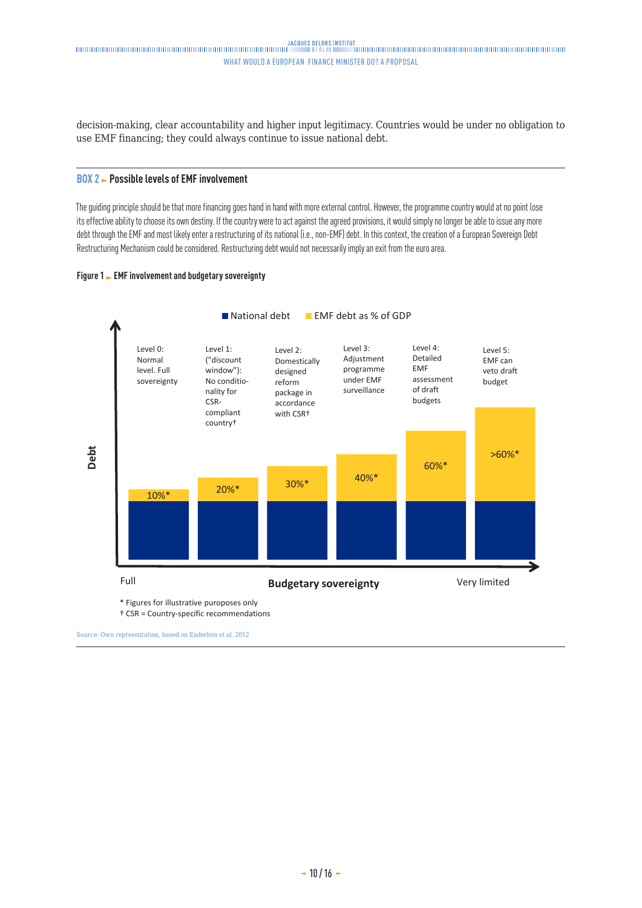decision-making, clear accountability and higher input legitimacy. Countries would be under no obligation to use EMF financing; they could always continue to issue national debt.

## BOX 2 ► Possible levels of EMF involvement

The guiding principle should be that more financing goes hand in hand with more external control. However, the programme country would at no point lose its effective ability to choose its own destiny. If the country were to act against the agreed provisions, it would simply no longer be able to issue any more debt through the EMF and most likely enter a restructuring of its national (i.e., non-EMF) debt. In this context, the creation of a European Sovereign Debt Restructuring Mechanism could be considered. Restructuring debt would not necessarily imply an exit from the euro area.

**Figure 1 ► EMF involvement and budgetary sovereignty**

Legend: National debt; EMF debt as % of GDP

Y-axis: Debt. X-axis: Budgetary sovereignty (Full → Very limited)

- Level 0: Normal level. Full sovereignty — 10%*
- Level 1: ("discount window"): No conditionality for CSR-compliant country† — 20%*
- Level 2: Domestically designed reform package in accordance with CSR† — 30%*
- Level 3: Adjustment programme under EMF surveillance — 40%*
- Level 4: Detailed EMF assessment of draft budgets — 60%*
- Level 5: EMF can veto draft budget — >60%*

\* Figures for illustrative puroposes only

† CSR = Country-specific recommendations

Source: Own representation, based on Enderlein et al. 2012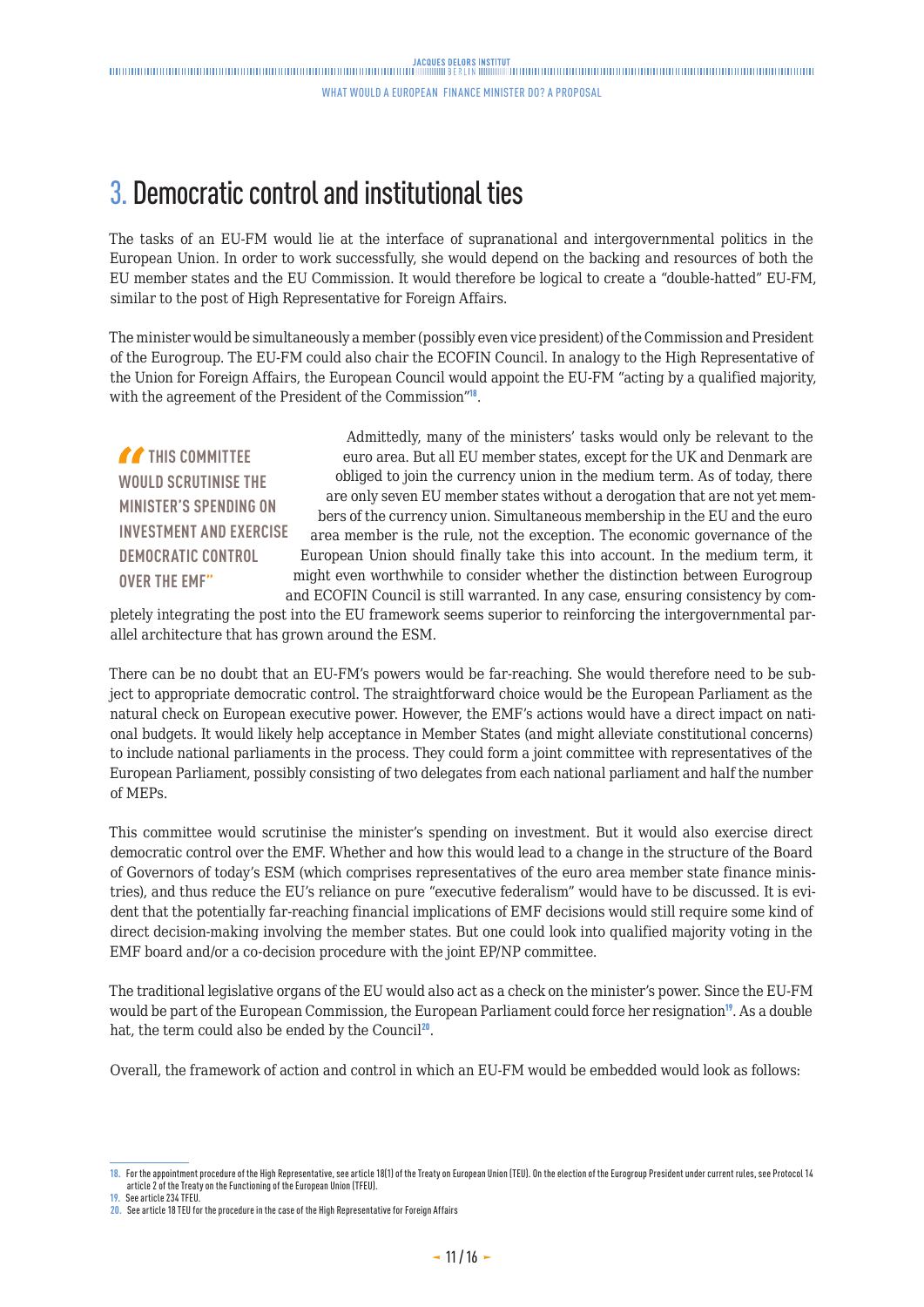# 3. Democratic control and institutional ties

The tasks of an EU-FM would lie at the interface of supranational and intergovernmental politics in the European Union. In order to work successfully, she would depend on the backing and resources of both the EU member states and the EU Commission. It would therefore be logical to create a "double-hatted" EU-FM, similar to the post of High Representative for Foreign Affairs.

The minister would be simultaneously a member (possibly even vice president) of the Commission and President of the Eurogroup. The EU-FM could also chair the ECOFIN Council. In analogy to the High Representative of the Union for Foreign Affairs, the European Council would appoint the EU-FM "acting by a qualified majority, with the agreement of the President of the Commission"[18].

> "THIS COMMITTEE WOULD SCRUTINISE THE MINISTER'S SPENDING ON INVESTMENT AND EXERCISE DEMOCRATIC CONTROL OVER THE EMF"

Admittedly, many of the ministers' tasks would only be relevant to the euro area. But all EU member states, except for the UK and Denmark are obliged to join the currency union in the medium term. As of today, there are only seven EU member states without a derogation that are not yet members of the currency union. Simultaneous membership in the EU and the euro area member is the rule, not the exception. The economic governance of the European Union should finally take this into account. In the medium term, it might even worthwhile to consider whether the distinction between Eurogroup and ECOFIN Council is still warranted. In any case, ensuring consistency by completely integrating the post into the EU framework seems superior to reinforcing the intergovernmental parallel architecture that has grown around the ESM.

There can be no doubt that an EU-FM's powers would be far-reaching. She would therefore need to be subject to appropriate democratic control. The straightforward choice would be the European Parliament as the natural check on European executive power. However, the EMF's actions would have a direct impact on national budgets. It would likely help acceptance in Member States (and might alleviate constitutional concerns) to include national parliaments in the process. They could form a joint committee with representatives of the European Parliament, possibly consisting of two delegates from each national parliament and half the number of MEPs.

This committee would scrutinise the minister's spending on investment. But it would also exercise direct democratic control over the EMF. Whether and how this would lead to a change in the structure of the Board of Governors of today's ESM (which comprises representatives of the euro area member state finance ministries), and thus reduce the EU's reliance on pure "executive federalism" would have to be discussed. It is evident that the potentially far-reaching financial implications of EMF decisions would still require some kind of direct decision-making involving the member states. But one could look into qualified majority voting in the EMF board and/or a co-decision procedure with the joint EP/NP committee.

The traditional legislative organs of the EU would also act as a check on the minister's power. Since the EU-FM would be part of the European Commission, the European Parliament could force her resignation[19]. As a double hat, the term could also be ended by the Council[20].

Overall, the framework of action and control in which an EU-FM would be embedded would look as follows:

---

18. For the appointment procedure of the High Representative, see article 18(1) of the Treaty on European Union (TEU). On the election of the Eurogroup President under current rules, see Protocol 14 article 2 of the Treaty on the Functioning of the European Union (TFEU).
19. See article 234 TFEU.
20. See article 18 TEU for the procedure in the case of the High Representative for Foreign Affairs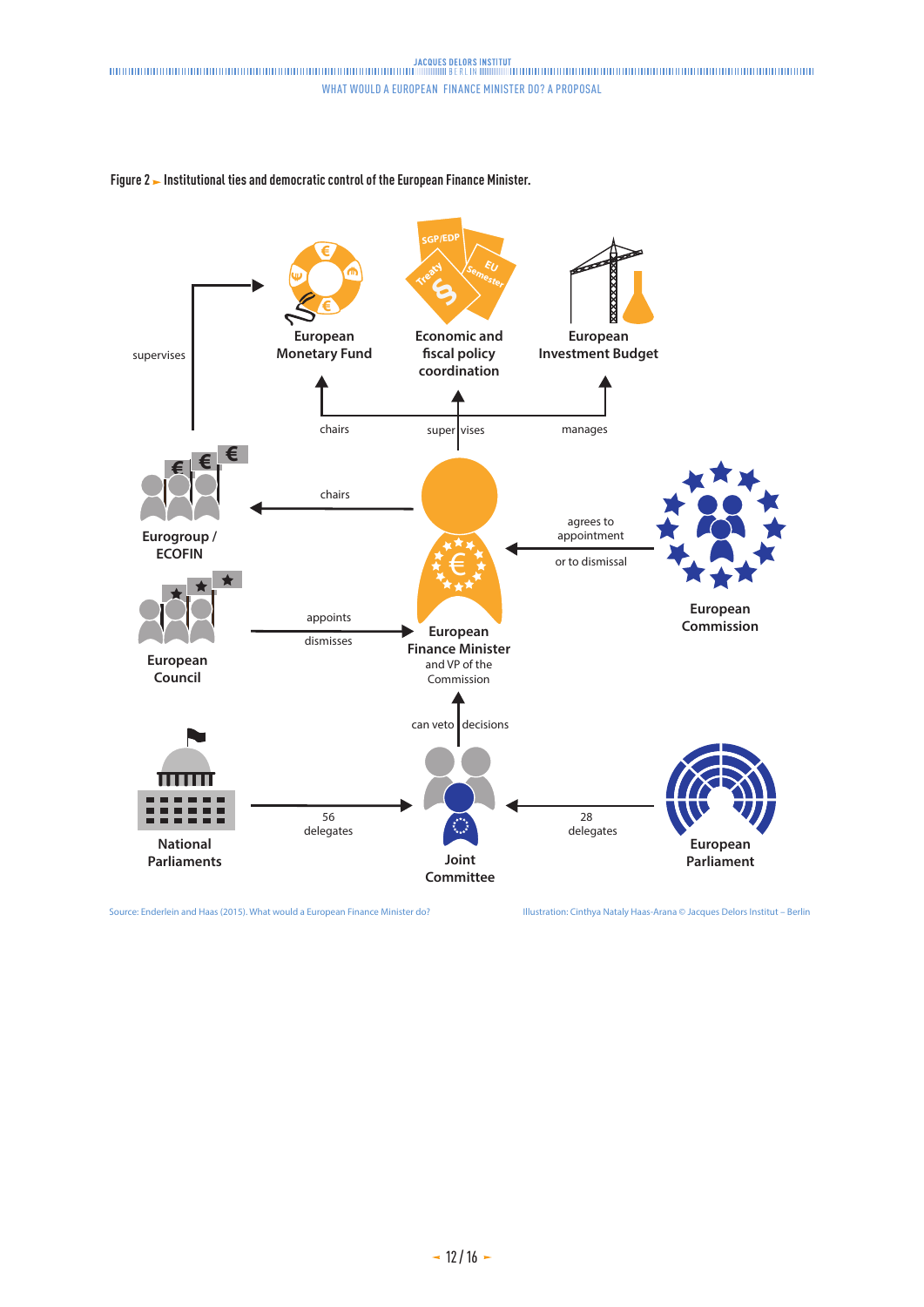**Figure 2** ► **Institutional ties and democratic control of the European Finance Minister.**

Source: Enderlein and Haas (2015). What would a European Finance Minister do?

Illustration: Cinthya Nataly Haas-Arana © Jacques Delors Institut – Berlin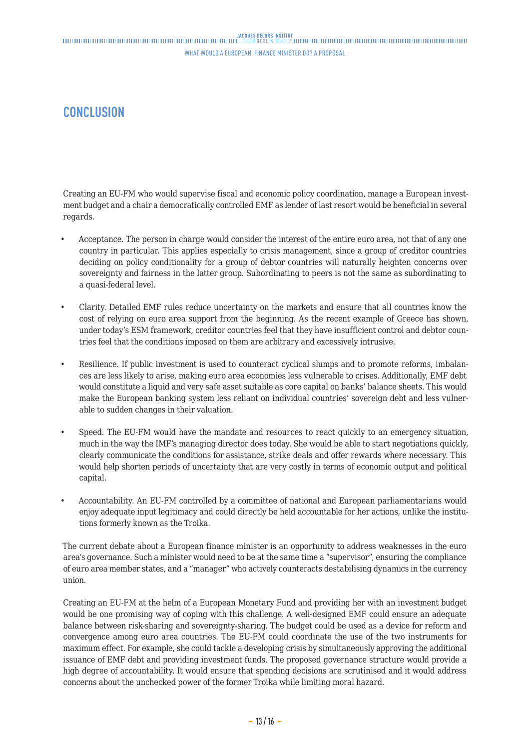## CONCLUSION

Creating an EU-FM who would supervise fiscal and economic policy coordination, manage a European investment budget and a chair a democratically controlled EMF as lender of last resort would be beneficial in several regards.

- Acceptance. The person in charge would consider the interest of the entire euro area, not that of any one country in particular. This applies especially to crisis management, since a group of creditor countries deciding on policy conditionality for a group of debtor countries will naturally heighten concerns over sovereignty and fairness in the latter group. Subordinating to peers is not the same as subordinating to a quasi-federal level.
- Clarity. Detailed EMF rules reduce uncertainty on the markets and ensure that all countries know the cost of relying on euro area support from the beginning. As the recent example of Greece has shown, under today's ESM framework, creditor countries feel that they have insufficient control and debtor countries feel that the conditions imposed on them are arbitrary and excessively intrusive.
- Resilience. If public investment is used to counteract cyclical slumps and to promote reforms, imbalances are less likely to arise, making euro area economies less vulnerable to crises. Additionally, EMF debt would constitute a liquid and very safe asset suitable as core capital on banks' balance sheets. This would make the European banking system less reliant on individual countries' sovereign debt and less vulnerable to sudden changes in their valuation.
- Speed. The EU-FM would have the mandate and resources to react quickly to an emergency situation, much in the way the IMF's managing director does today. She would be able to start negotiations quickly, clearly communicate the conditions for assistance, strike deals and offer rewards where necessary. This would help shorten periods of uncertainty that are very costly in terms of economic output and political capital.
- Accountability. An EU-FM controlled by a committee of national and European parliamentarians would enjoy adequate input legitimacy and could directly be held accountable for her actions, unlike the institutions formerly known as the Troika.

The current debate about a European finance minister is an opportunity to address weaknesses in the euro area's governance. Such a minister would need to be at the same time a "supervisor", ensuring the compliance of euro area member states, and a "manager" who actively counteracts destabilising dynamics in the currency union.

Creating an EU-FM at the helm of a European Monetary Fund and providing her with an investment budget would be one promising way of coping with this challenge. A well-designed EMF could ensure an adequate balance between risk-sharing and sovereignty-sharing. The budget could be used as a device for reform and convergence among euro area countries. The EU-FM could coordinate the use of the two instruments for maximum effect. For example, she could tackle a developing crisis by simultaneously approving the additional issuance of EMF debt and providing investment funds. The proposed governance structure would provide a high degree of accountability. It would ensure that spending decisions are scrutinised and it would address concerns about the unchecked power of the former Troika while limiting moral hazard.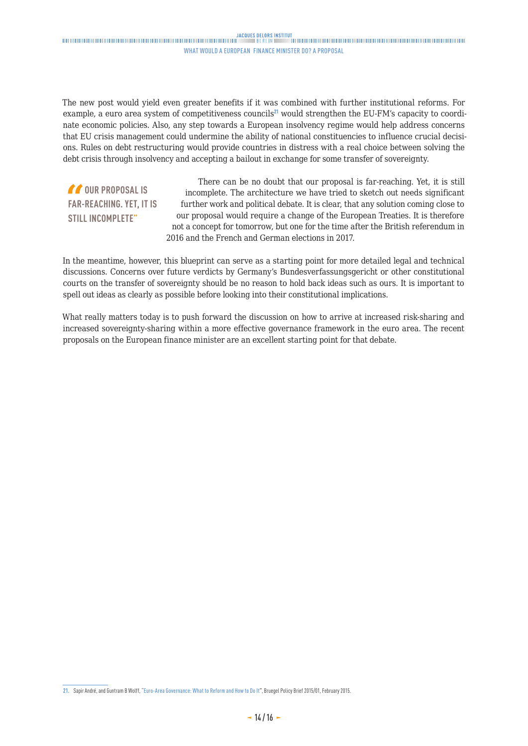The new post would yield even greater benefits if it was combined with further institutional reforms. For example, a euro area system of competitiveness councils[21] would strengthen the EU-FM's capacity to coordinate economic policies. Also, any step towards a European insolvency regime would help address concerns that EU crisis management could undermine the ability of national constituencies to influence crucial decisions. Rules on debt restructuring would provide countries in distress with a real choice between solving the debt crisis through insolvency and accepting a bailout in exchange for some transfer of sovereignty.

> **"OUR PROPOSAL IS FAR-REACHING. YET, IT IS STILL INCOMPLETE"**

There can be no doubt that our proposal is far-reaching. Yet, it is still incomplete. The architecture we have tried to sketch out needs significant further work and political debate. It is clear, that any solution coming close to our proposal would require a change of the European Treaties. It is therefore not a concept for tomorrow, but one for the time after the British referendum in 2016 and the French and German elections in 2017.

In the meantime, however, this blueprint can serve as a starting point for more detailed legal and technical discussions. Concerns over future verdicts by Germany's Bundesverfassungsgericht or other constitutional courts on the transfer of sovereignty should be no reason to hold back ideas such as ours. It is important to spell out ideas as clearly as possible before looking into their constitutional implications.

What really matters today is to push forward the discussion on how to arrive at increased risk-sharing and increased sovereignty-sharing within a more effective governance framework in the euro area. The recent proposals on the European finance minister are an excellent starting point for that debate.

---

21. Sapir André, and Guntram B Wolff, "Euro-Area Governance: What to Reform and How to Do It", Bruegel Policy Brief 2015/01, February 2015.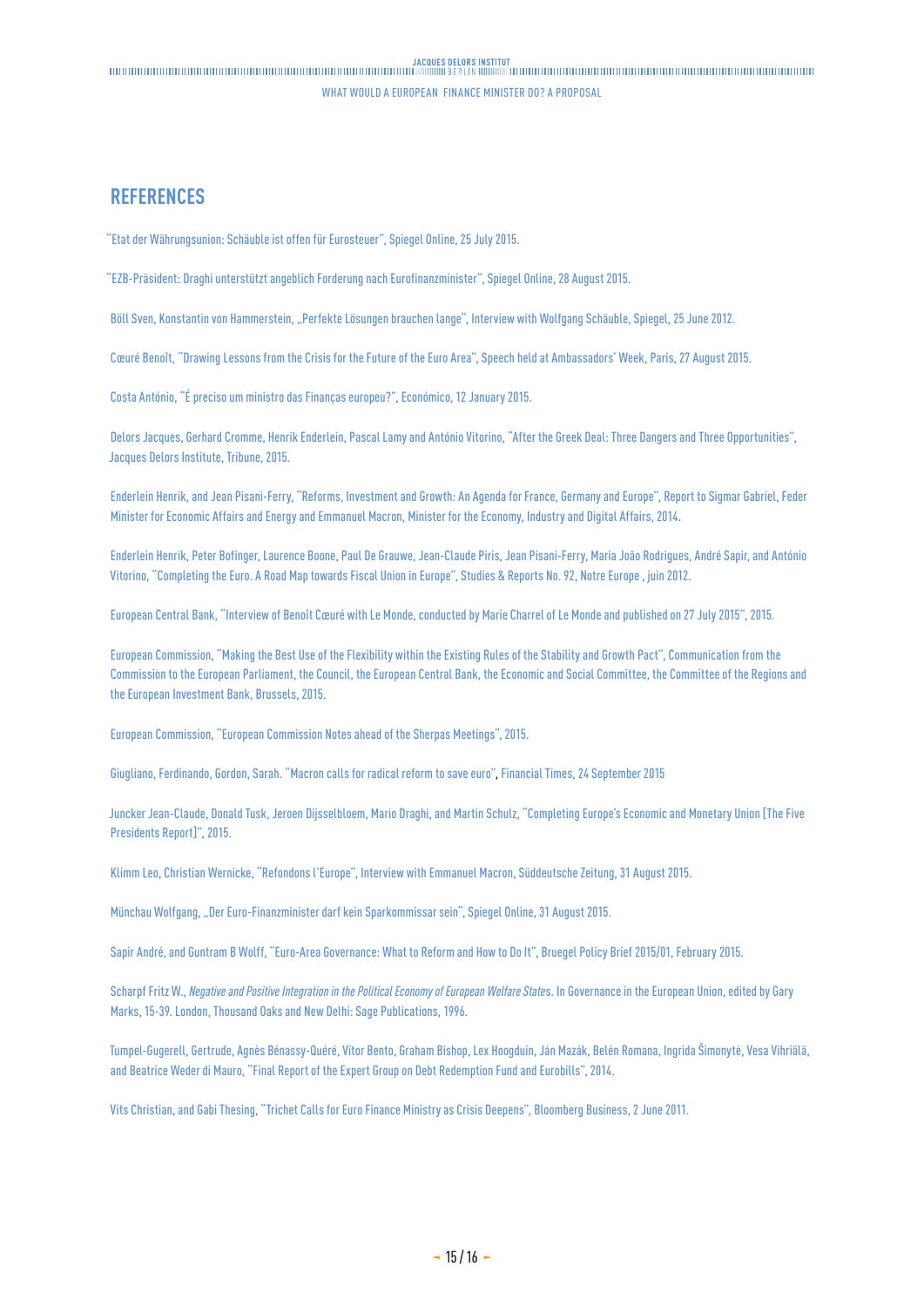## REFERENCES

"Etat der Währungsunion: Schäuble ist offen für Eurosteuer", Spiegel Online, 25 July 2015.

"EZB-Präsident: Draghi unterstützt angeblich Forderung nach Eurofinanzminister", Spiegel Online, 28 August 2015.

Böll Sven, Konstantin von Hammerstein, „Perfekte Lösungen brauchen lange", Interview with Wolfgang Schäuble, Spiegel, 25 June 2012.

Cœuré Benoît, "Drawing Lessons from the Crisis for the Future of the Euro Area", Speech held at Ambassadors' Week, Paris, 27 August 2015.

Costa António, "É preciso um ministro das Finanças europeu?", Económico, 12 January 2015.

Delors Jacques, Gerhard Cromme, Henrik Enderlein, Pascal Lamy and António Vitorino, "After the Greek Deal: Three Dangers and Three Opportunities", Jacques Delors Institute, Tribune, 2015.

Enderlein Henrik, and Jean Pisani-Ferry, "Reforms, Investment and Growth: An Agenda for France, Germany and Europe", Report to Sigmar Gabriel, Feder Minister for Economic Affairs and Energy and Emmanuel Macron, Minister for the Economy, Industry and Digital Affairs, 2014.

Enderlein Henrik, Peter Bofinger, Laurence Boone, Paul De Grauwe, Jean-Claude Piris, Jean Pisani-Ferry, Maria João Rodrigues, André Sapir, and António Vitorino, "Completing the Euro. A Road Map towards Fiscal Union in Europe", Studies & Reports No. 92, Notre Europe , juin 2012.

European Central Bank, "Interview of Benoît Cœuré with Le Monde, conducted by Marie Charrel of Le Monde and published on 27 July 2015", 2015.

European Commission, "Making the Best Use of the Flexibility within the Existing Rules of the Stability and Growth Pact", Communication from the Commission to the European Parliament, the Council, the European Central Bank, the Economic and Social Committee, the Committee of the Regions and the European Investment Bank, Brussels, 2015.

European Commission, "European Commission Notes ahead of the Sherpas Meetings", 2015.

Giugliano, Ferdinando, Gordon, Sarah. "Macron calls for radical reform to save euro", Financial Times, 24 September 2015

Juncker Jean-Claude, Donald Tusk, Jeroen Dijsselbloem, Mario Draghi, and Martin Schulz, "Completing Europe's Economic and Monetary Union [The Five Presidents Report]", 2015.

Klimm Leo, Christian Wernicke, "Refondons l'Europe", Interview with Emmanuel Macron, Süddeutsche Zeitung, 31 August 2015.

Münchau Wolfgang, „Der Euro-Finanzminister darf kein Sparkommissar sein", Spiegel Online, 31 August 2015.

Sapir André, and Guntram B Wolff, "Euro-Area Governance: What to Reform and How to Do It", Bruegel Policy Brief 2015/01, February 2015.

Scharpf Fritz W., *Negative and Positive Integration in the Political Economy of European Welfare States*. In Governance in the European Union, edited by Gary Marks, 15-39. London, Thousand Oaks and New Delhi: Sage Publications, 1996.

Tumpel-Gugerell, Gertrude, Agnès Bénassy-Quéré, Vítor Bento, Graham Bishop, Lex Hoogduin, Ján Mazák, Belén Romana, Ingrida Šimonytė, Vesa Vihriälä, and Beatrice Weder di Mauro, "Final Report of the Expert Group on Debt Redemption Fund and Eurobills", 2014.

Vits Christian, and Gabi Thesing, "Trichet Calls for Euro Finance Ministry as Crisis Deepens", Bloomberg Business, 2 June 2011.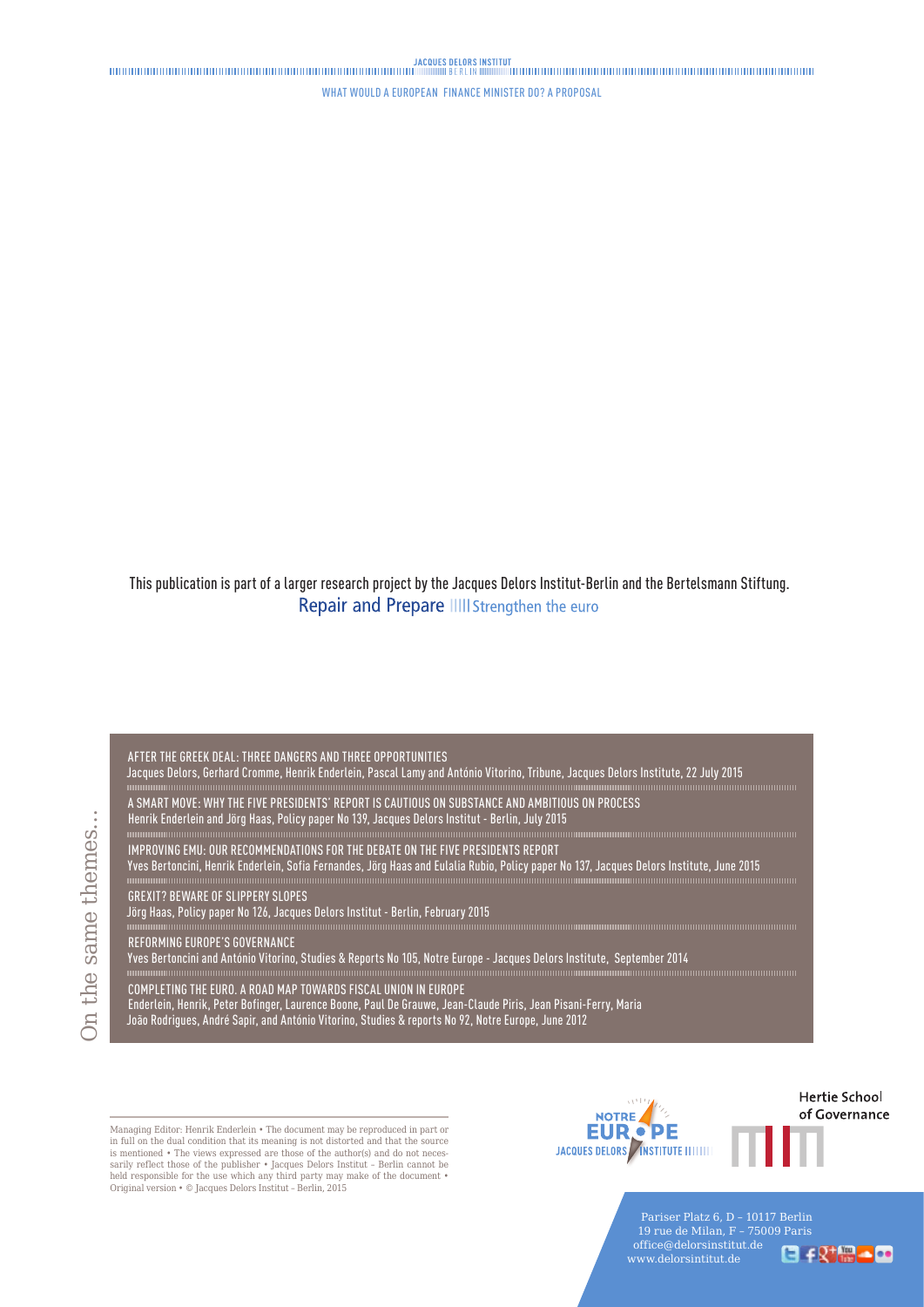This publication is part of a larger research project by the Jacques Delors Institut-Berlin and the Bertelsmann Stiftung.

Repair and Prepare ||||| Strengthen the euro

On the same themes…

AFTER THE GREEK DEAL: THREE DANGERS AND THREE OPPORTUNITIES
Jacques Delors, Gerhard Cromme, Henrik Enderlein, Pascal Lamy and António Vitorino, Tribune, Jacques Delors Institute, 22 July 2015

A SMART MOVE: WHY THE FIVE PRESIDENTS' REPORT IS CAUTIOUS ON SUBSTANCE AND AMBITIOUS ON PROCESS
Henrik Enderlein and Jörg Haas, Policy paper No 139, Jacques Delors Institut - Berlin, July 2015

IMPROVING EMU: OUR RECOMMENDATIONS FOR THE DEBATE ON THE FIVE PRESIDENTS REPORT
Yves Bertoncini, Henrik Enderlein, Sofia Fernandes, Jörg Haas and Eulalia Rubio, Policy paper No 137, Jacques Delors Institute, June 2015

GREXIT? BEWARE OF SLIPPERY SLOPES
Jörg Haas, Policy paper No 126, Jacques Delors Institut - Berlin, February 2015

REFORMING EUROPE'S GOVERNANCE
Yves Bertoncini and António Vitorino, Studies & Reports No 105, Notre Europe - Jacques Delors Institute, September 2014

COMPLETING THE EURO. A ROAD MAP TOWARDS FISCAL UNION IN EUROPE
Enderlein, Henrik, Peter Bofinger, Laurence Boone, Paul De Grauwe, Jean-Claude Piris, Jean Pisani-Ferry, Maria João Rodrigues, André Sapir, and António Vitorino, Studies & reports No 92, Notre Europe, June 2012

Managing Editor: Henrik Enderlein • The document may be reproduced in part or in full on the dual condition that its meaning is not distorted and that the source is mentioned • The views expressed are those of the author(s) and do not necessarily reflect those of the publisher • Jacques Delors Institut – Berlin cannot be held responsible for the use which any third party may make of the document • Original version • © Jacques Delors Institut – Berlin, 2015

NOTRE EUROPE JACQUES DELORS INSTITUTE

Hertie School of Governance

Pariser Platz 6, D – 10117 Berlin
19 rue de Milan, F – 75009 Paris
office@delorsinstitut.de
www.delorsintitut.de